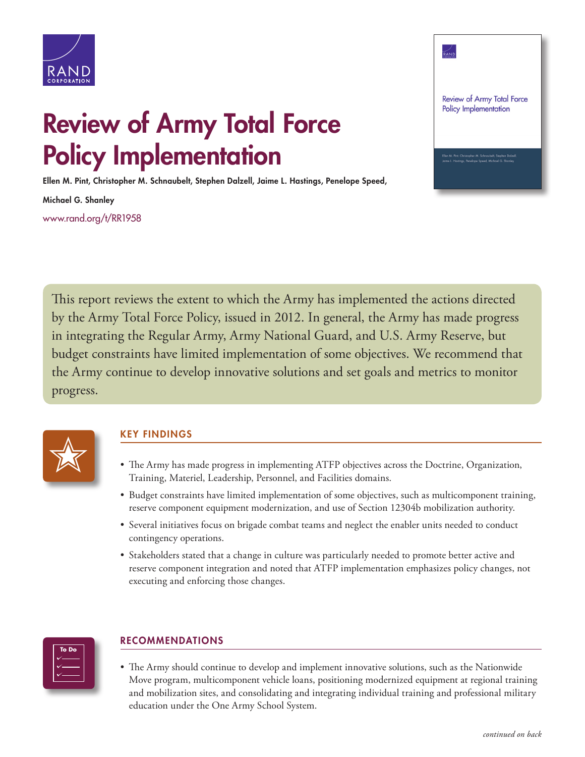# Review of Army Total Force Policy Implementation

**Ellen M. Pint, Christopher M. Schnaubelt, Stephen Dalzell, Jaime L. Hastings, Penelope Speed, Michael G. Shanley**

www.rand.org/t/RR1958

This report reviews the extent to which the Army has implemented the actions directed by the Army Total Force Policy, issued in 2012. In general, the Army has made progress in integrating the Regular Army, Army National Guard, and U.S. Army Reserve, but budget constraints have limited implementation of some objectives. We recommend that the Army continue to develop innovative solutions and set goals and metrics to monitor progress.

## KEY FINDINGS

- The Army has made progress in implementing ATFP objectives across the Doctrine, Organization, Training, Materiel, Leadership, Personnel, and Facilities domains.
- Budget constraints have limited implementation of some objectives, such as multicomponent training, reserve component equipment modernization, and use of Section 12304b mobilization authority.
- Several initiatives focus on brigade combat teams and neglect the enabler units needed to conduct contingency operations.
- Stakeholders stated that a change in culture was particularly needed to promote better active and reserve component integration and noted that ATFP implementation emphasizes policy changes, not executing and enforcing those changes.

## RECOMMENDATIONS

- The Army should continue to develop and implement innovative solutions, such as the Nationwide Move program, multicomponent vehicle loans, positioning modernized equipment at regional training and mobilization sites, and consolidating and integrating individual training and professional military education under the One Army School System.

*continued on back*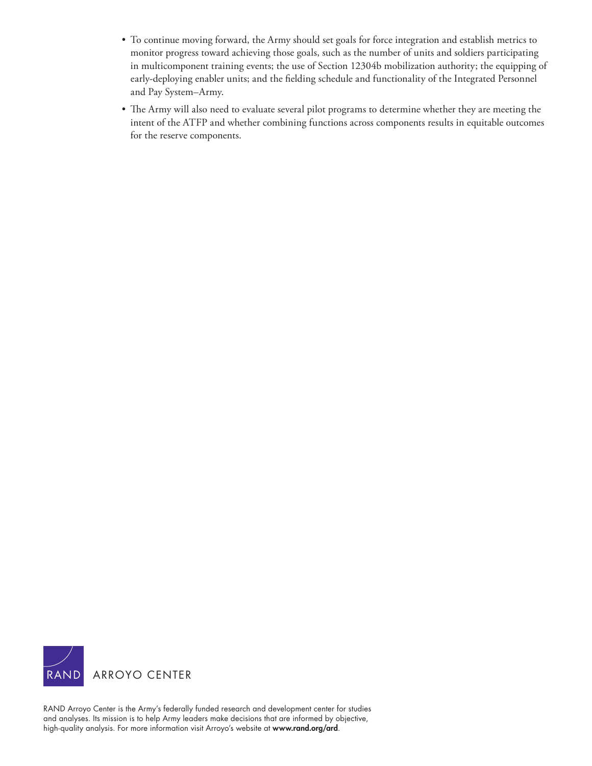- To continue moving forward, the Army should set goals for force integration and establish metrics to monitor progress toward achieving those goals, such as the number of units and soldiers participating in multicomponent training events; the use of Section 12304b mobilization authority; the equipping of early-deploying enabler units; and the fielding schedule and functionality of the Integrated Personnel and Pay System–Army.
- The Army will also need to evaluate several pilot programs to determine whether they are meeting the intent of the ATFP and whether combining functions across components results in equitable outcomes for the reserve components.

RAND ARROYO CENTER

RAND Arroyo Center is the Army's federally funded research and development center for studies and analyses. Its mission is to help Army leaders make decisions that are informed by objective, high-quality analysis. For more information visit Arroyo's website at **www.rand.org/ard**.